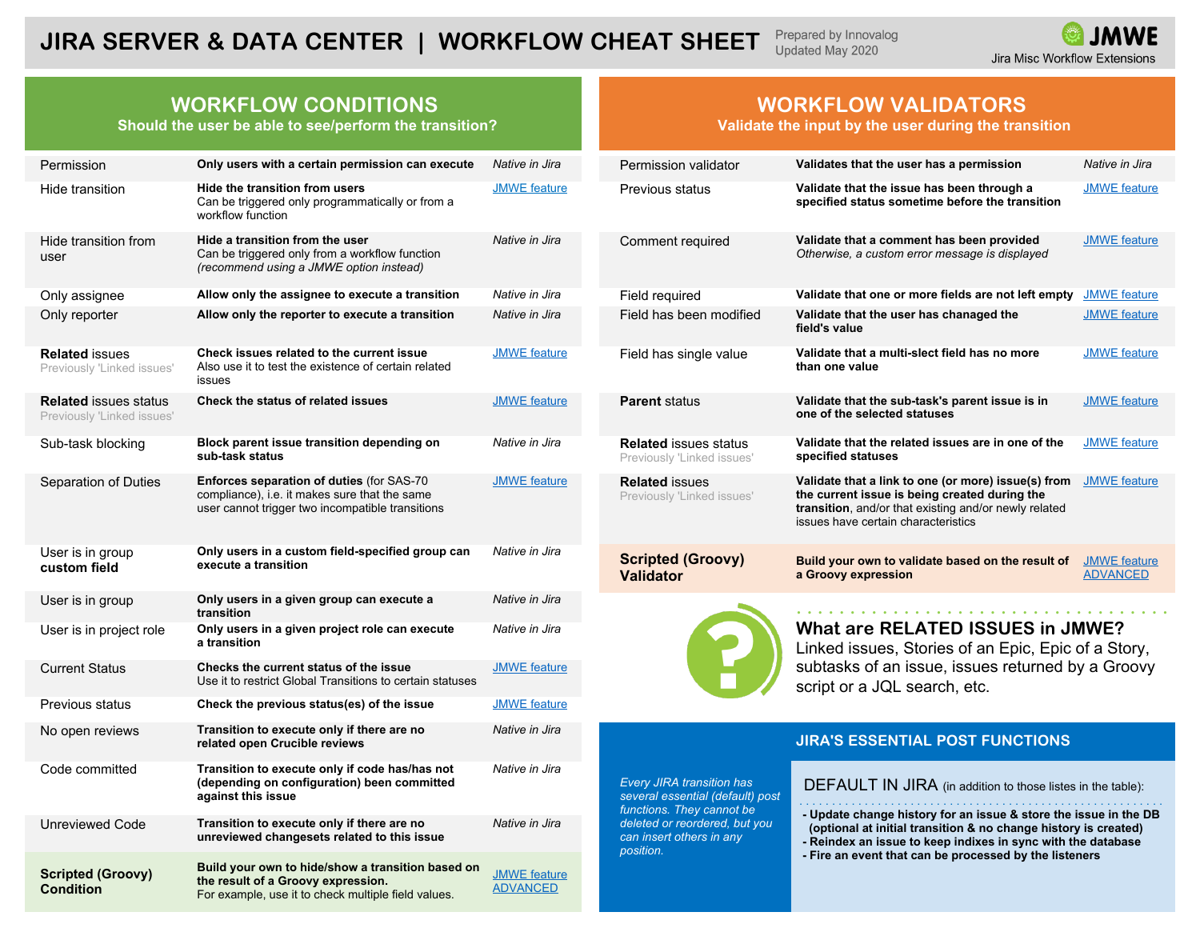# JIRA SERVER & DATA CENTER | WORKFLOW CHEAT SHEET

Prepared by Innovalog
Updated May 2020

JMWE
Jira Misc Workflow Extensions

## WORKFLOW CONDITIONS

**Should the user be able to see/perform the transition?**

| Condition | Description | Availability |
|---|---|---|
| Permission | **Only users with a certain permission can execute** | *Native in Jira* |
| Hide transition | **Hide the transition from users** Can be triggered only programmatically or from a workflow function | JMWE feature |
| Hide transition from user | **Hide a transition from the user** Can be triggered only from a workflow function *(recommend using a JMWE option instead)* | *Native in Jira* |
| Only assignee | **Allow only the assignee to execute a transition** | *Native in Jira* |
| Only reporter | **Allow only the reporter to execute a transition** | *Native in Jira* |
| **Related** issues (Previously 'Linked issues') | **Check issues related to the current issue** Also use it to test the existence of certain related issues | JMWE feature |
| **Related** issues status (Previously 'Linked issues') | **Check the status of related issues** | JMWE feature |
| Sub-task blocking | **Block parent issue transition depending on sub-task status** | *Native in Jira* |
| Separation of Duties | **Enforces separation of duties** (for SAS-70 compliance), i.e. it makes sure that the same user cannot trigger two incompatible transitions | JMWE feature |
| User is in group **custom field** | **Only users in a custom field-specified group can execute a transition** | *Native in Jira* |
| User is in group | **Only users in a given group can execute a transition** | *Native in Jira* |
| User is in project role | **Only users in a given project role can execute a transition** | *Native in Jira* |
| Current Status | **Checks the current status of the issue** Use it to restrict Global Transitions to certain statuses | JMWE feature |
| Previous status | **Check the previous status(es) of the issue** | JMWE feature |
| No open reviews | **Transition to execute only if there are no related open Crucible reviews** | *Native in Jira* |
| Code committed | **Transition to execute only if code has/has not (depending on configuration) been committed against this issue** | *Native in Jira* |
| Unreviewed Code | **Transition to execute only if there are no unreviewed changesets related to this issue** | *Native in Jira* |
| **Scripted (Groovy) Condition** | **Build your own to hide/show a transition based on the result of a Groovy expression.** For example, use it to check multiple field values. | JMWE feature ADVANCED |

## WORKFLOW VALIDATORS

**Validate the input by the user during the transition**

| Validator | Description | Availability |
|---|---|---|
| Permission validator | **Validates that the user has a permission** | *Native in Jira* |
| Previous status | **Validate that the issue has been through a specified status sometime before the transition** | JMWE feature |
| Comment required | **Validate that a comment has been provided** *Otherwise, a custom error message is displayed* | JMWE feature |
| Field required | **Validate that one or more fields are not left empty** | JMWE feature |
| Field has been modified | **Validate that the user has chanaged the field's value** | JMWE feature |
| Field has single value | **Validate that a multi-slect field has no more than one value** | JMWE feature |
| **Parent** status | **Validate that the sub-task's parent issue is in one of the selected statuses** | JMWE feature |
| **Related** issues status (Previously 'Linked issues') | **Validate that the related issues are in one of the specified statuses** | JMWE feature |
| **Related** issues (Previously 'Linked issues') | **Validate that a link to one (or more) issue(s) from the current issue is being created during the transition**, and/or that existing and/or newly related issues have certain characteristics | JMWE feature |
| **Scripted (Groovy) Validator** | **Build your own to validate based on the result of a Groovy expression** | JMWE feature ADVANCED |

### What are RELATED ISSUES in JMWE?

Linked issues, Stories of an Epic, Epic of a Story, subtasks of an issue, issues returned by a Groovy script or a JQL search, etc.

## JIRA'S ESSENTIAL POST FUNCTIONS

*Every JIRA transition has several essential (default) post functions. They cannot be deleted or reordered, but you can insert others in any position.*

DEFAULT IN JIRA (in addition to those listes in the table):

- **Update change history for an issue & store the issue in the DB (optional at initial transition & no change history is created)**
- **Reindex an issue to keep indixes in sync with the database**
- **Fire an event that can be processed by the listeners**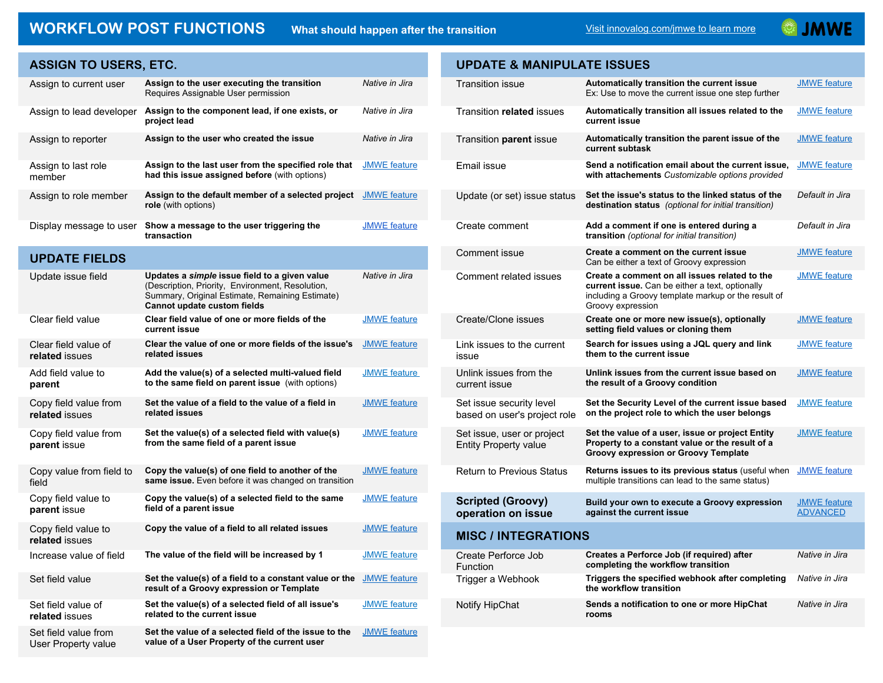# WORKFLOW POST FUNCTIONS

**What should happen after the transition** — Visit innovalog.com/jmwe to learn more — JMWE

## ASSIGN TO USERS, ETC.

| | | |
|---|---|---|
| Assign to current user | **Assign to the user executing the transition** Requires Assignable User permission | *Native in Jira* |
| Assign to lead developer | **Assign to the component lead, if one exists, or project lead** | *Native in Jira* |
| Assign to reporter | **Assign to the user who created the issue** | *Native in Jira* |
| Assign to last role member | **Assign to the last user from the specified role that had this issue assigned before** (with options) | JMWE feature |
| Assign to role member | **Assign to the default member of a selected project role** (with options) | JMWE feature |
| Display message to user | **Show a message to the user triggering the transaction** | JMWE feature |

## UPDATE FIELDS

| | | |
|---|---|---|
| Update issue field | **Updates a *simple* issue field to a given value** (Description, Priority, Environment, Resolution, Summary, Original Estimate, Remaining Estimate) **Cannot update custom fields** | *Native in Jira* |
| Clear field value | **Clear field value of one or more fields of the current issue** | JMWE feature |
| Clear field value of **related** issues | **Clear the value of one or more fields of the issue's related issues** | JMWE feature |
| Add field value to **parent** | **Add the value(s) of a selected multi-valued field to the same field on parent issue** (with options) | JMWE feature |
| Copy field value from **related** issues | **Set the value of a field to the value of a field in related issues** | JMWE feature |
| Copy field value from **parent** issue | **Set the value(s) of a selected field with value(s) from the same field of a parent issue** | JMWE feature |
| Copy value from field to field | **Copy the value(s) of one field to another of the same issue.** Even before it was changed on transition | JMWE feature |
| Copy field value to **parent** issue | **Copy the value(s) of a selected field to the same field of a parent issue** | JMWE feature |
| Copy field value to **related** issues | **Copy the value of a field to all related issues** | JMWE feature |
| Increase value of field | **The value of the field will be increased by 1** | JMWE feature |
| Set field value | **Set the value(s) of a field to a constant value or the result of a Groovy expression or Template** | JMWE feature |
| Set field value of **related** issues | **Set the value(s) of a selected field of all issue's related to the current issue** | JMWE feature |
| Set field value from User Property value | **Set the value of a selected field of the issue to the value of a User Property of the current user** | JMWE feature |

## UPDATE & MANIPULATE ISSUES

| | | |
|---|---|---|
| Transition issue | **Automatically transition the current issue** Ex: Use to move the current issue one step further | JMWE feature |
| Transition **related** issues | **Automatically transition all issues related to the current issue** | JMWE feature |
| Transition **parent** issue | **Automatically transition the parent issue of the current subtask** | JMWE feature |
| Email issue | **Send a notification email about the current issue, with attachements** *Customizable options provided* | JMWE feature |
| Update (or set) issue status | **Set the issue's status to the linked status of the destination status** *(optional for initial transition)* | *Default in Jira* |
| Create comment | **Add a comment if one is entered during a transition** *(optional for initial transition)* | *Default in Jira* |
| Comment issue | **Create a comment on the current issue** Can be either a text of Groovy expression | JMWE feature |
| Comment related issues | **Create a comment on all issues related to the current issue.** Can be either a text, optionally including a Groovy template markup or the result of Groovy expression | JMWE feature |
| Create/Clone issues | **Create one or more new issue(s), optionally setting field values or cloning them** | JMWE feature |
| Link issues to the current issue | **Search for issues using a JQL query and link them to the current issue** | JMWE feature |
| Unlink issues from the current issue | **Unlink issues from the current issue based on the result of a Groovy condition** | JMWE feature |
| Set issue security level based on user's project role | **Set the Security Level of the current issue based on the project role to which the user belongs** | JMWE feature |
| Set issue, user or project Entity Property value | **Set the value of a user, issue or project Entity Property to a constant value or the result of a Groovy expression or Groovy Template** | JMWE feature |
| Return to Previous Status | **Returns issues to its previous status** (useful when multiple transitions can lead to the same status) | JMWE feature |
| **Scripted (Groovy) operation on issue** | **Build your own to execute a Groovy expression against the current issue** | JMWE feature ADVANCED |

## MISC / INTEGRATIONS

| | | |
|---|---|---|
| Create Perforce Job Function | **Creates a Perforce Job (if required) after completing the workflow transition** | *Native in Jira* |
| Trigger a Webhook | **Triggers the specified webhook after completing the workflow transition** | *Native in Jira* |
| Notify HipChat | **Sends a notification to one or more HipChat rooms** | *Native in Jira* |